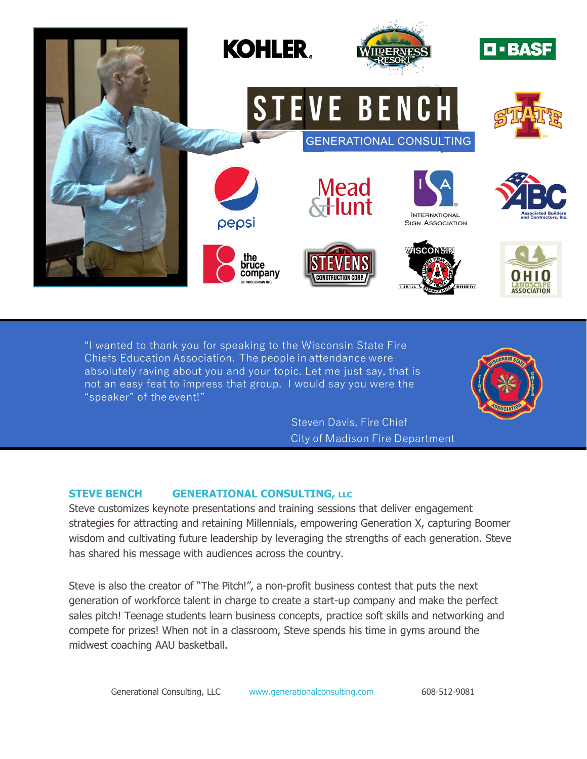# STEVE BENCH

## GENERATIONAL CONSULTING

"I wanted to thank you for speaking to the Wisconsin State Fire Chiefs Education Association. The people in attendance were absolutely raving about you and your topic. Let me just say, that is not an easy feat to impress that group. I would say you were the "speaker" of the event!"

Steven Davis, Fire Chief
City of Madison Fire Department

**STEVE BENCH GENERATIONAL CONSULTING, LLC**

Steve customizes keynote presentations and training sessions that deliver engagement strategies for attracting and retaining Millennials, empowering Generation X, capturing Boomer wisdom and cultivating future leadership by leveraging the strengths of each generation. Steve has shared his message with audiences across the country.

Steve is also the creator of "The Pitch!", a non-profit business contest that puts the next generation of workforce talent in charge to create a start-up company and make the perfect sales pitch! Teenage students learn business concepts, practice soft skills and networking and compete for prizes! When not in a classroom, Steve spends his time in gyms around the midwest coaching AAU basketball.

Generational Consulting, LLC www.generationalconsulting.com 608-512-9081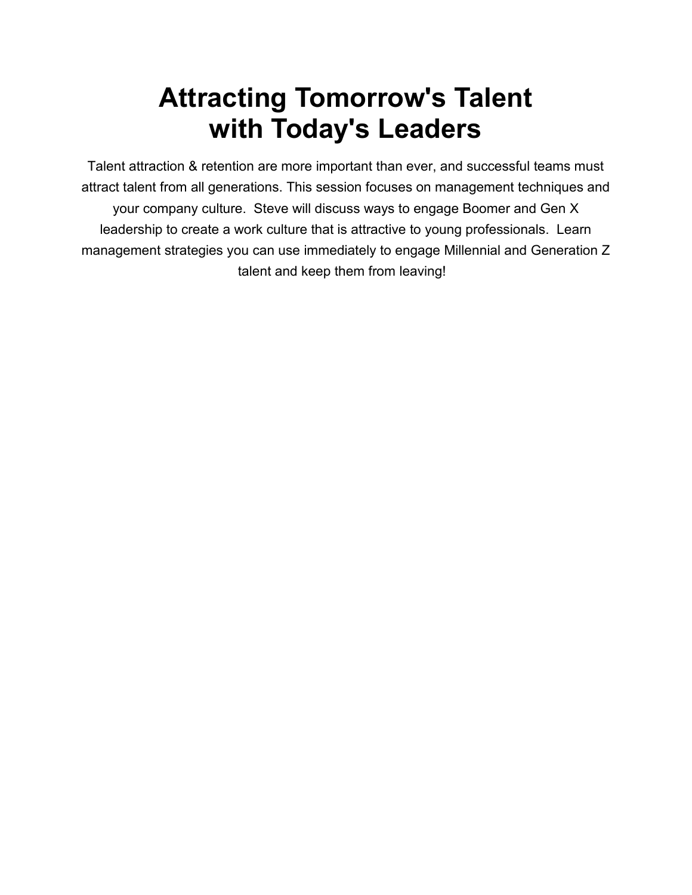# Attracting Tomorrow's Talent with Today's Leaders

Talent attraction & retention are more important than ever, and successful teams must attract talent from all generations. This session focuses on management techniques and your company culture. Steve will discuss ways to engage Boomer and Gen X leadership to create a work culture that is attractive to young professionals. Learn management strategies you can use immediately to engage Millennial and Generation Z talent and keep them from leaving!